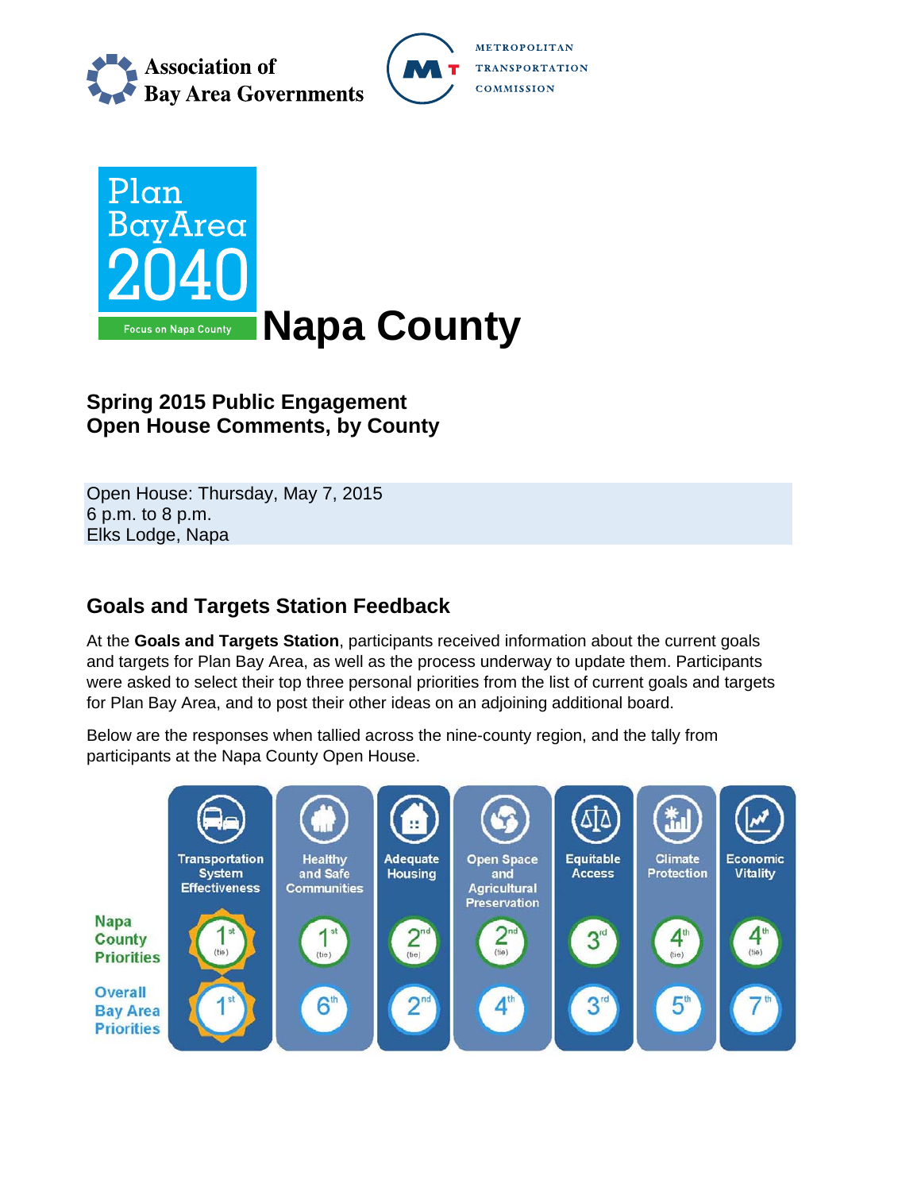Association of Bay Area Governments

METROPOLITAN TRANSPORTATION COMMISSION

Plan Bay Area 2040

Focus on Napa County

# Napa County

## Spring 2015 Public Engagement
## Open House Comments, by County

Open House: Thursday, May 7, 2015
6 p.m. to 8 p.m.
Elks Lodge, Napa

## Goals and Targets Station Feedback

At the **Goals and Targets Station**, participants received information about the current goals and targets for Plan Bay Area, as well as the process underway to update them. Participants were asked to select their top three personal priorities from the list of current goals and targets for Plan Bay Area, and to post their other ideas on an adjoining additional board.

Below are the responses when tallied across the nine-county region, and the tally from participants at the Napa County Open House.

| | Transportation System Effectiveness | Healthy and Safe Communities | Adequate Housing | Open Space and Agricultural Preservation | Equitable Access | Climate Protection | Economic Vitality |
|---|---|---|---|---|---|---|---|
| Napa County Priorities | 1st (tie) | 1st (tie) | 2nd (tie) | 2nd (tie) | 3rd | 4th (tie) | 4th (tie) |
| Overall Bay Area Priorities | 1st | 6th | 2nd | 4th | 3rd | 5th | 7th |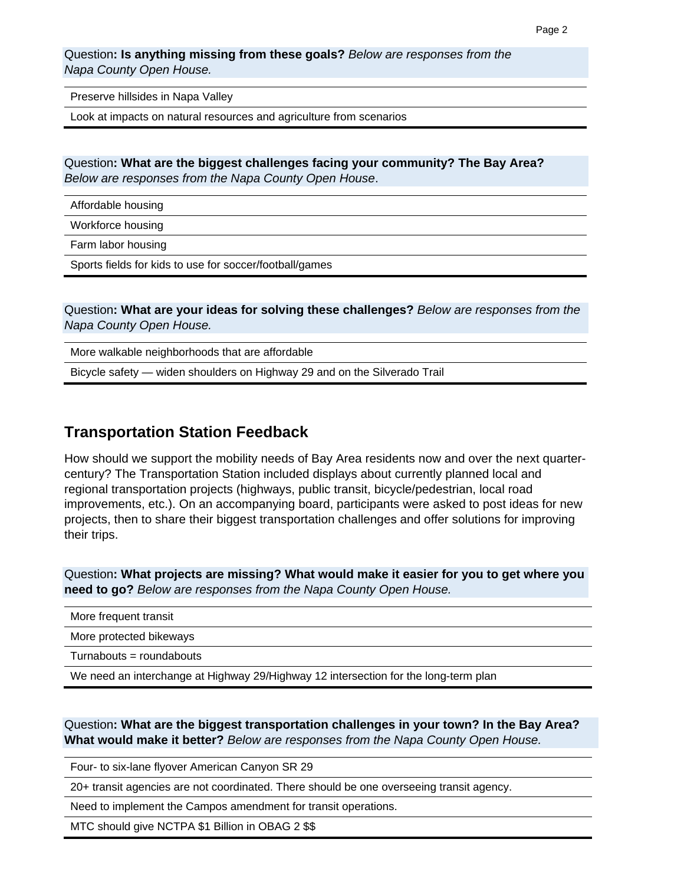Question**: Is anything missing from these goals?** *Below are responses from the Napa County Open House.*

| |
|---|
| Preserve hillsides in Napa Valley |
| Look at impacts on natural resources and agriculture from scenarios |

Question**: What are the biggest challenges facing your community? The Bay Area?** *Below are responses from the Napa County Open House*.

| |
|---|
| Affordable housing |
| Workforce housing |
| Farm labor housing |
| Sports fields for kids to use for soccer/football/games |

Question**: What are your ideas for solving these challenges?** *Below are responses from the Napa County Open House.*

| |
|---|
| More walkable neighborhoods that are affordable |
| Bicycle safety — widen shoulders on Highway 29 and on the Silverado Trail |

## Transportation Station Feedback

How should we support the mobility needs of Bay Area residents now and over the next quarter-century? The Transportation Station included displays about currently planned local and regional transportation projects (highways, public transit, bicycle/pedestrian, local road improvements, etc.). On an accompanying board, participants were asked to post ideas for new projects, then to share their biggest transportation challenges and offer solutions for improving their trips.

Question**: What projects are missing? What would make it easier for you to get where you need to go?** *Below are responses from the Napa County Open House.*

| |
|---|
| More frequent transit |
| More protected bikeways |
| Turnabouts = roundabouts |
| We need an interchange at Highway 29/Highway 12 intersection for the long-term plan |

Question**: What are the biggest transportation challenges in your town? In the Bay Area? What would make it better?** *Below are responses from the Napa County Open House.*

| |
|---|
| Four- to six-lane flyover American Canyon SR 29 |
| 20+ transit agencies are not coordinated. There should be one overseeing transit agency. |
| Need to implement the Campos amendment for transit operations. |
| MTC should give NCTPA $1 Billion in OBAG 2 $$ |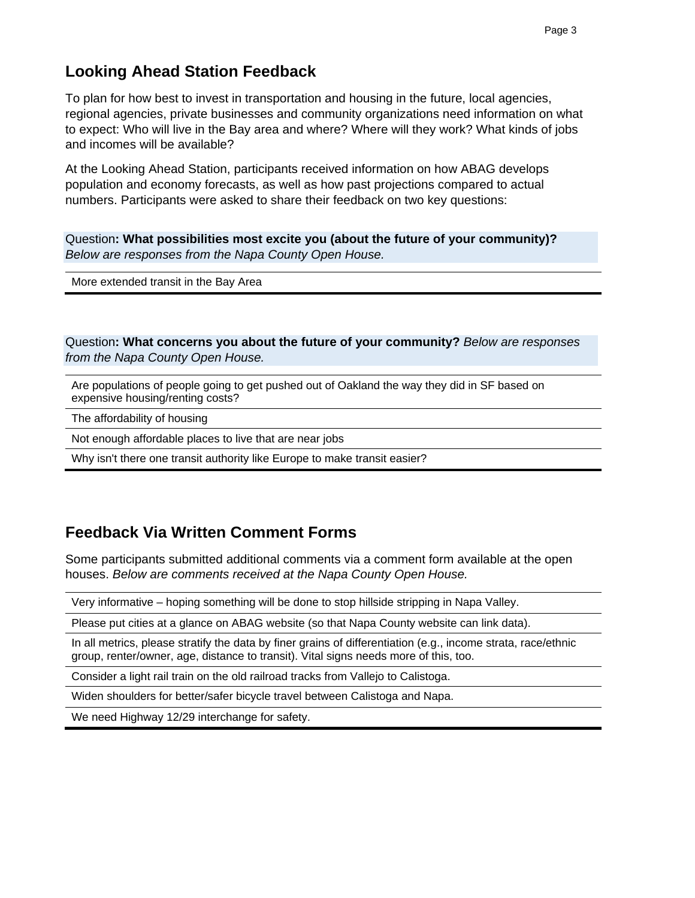## Looking Ahead Station Feedback

To plan for how best to invest in transportation and housing in the future, local agencies, regional agencies, private businesses and community organizations need information on what to expect: Who will live in the Bay area and where? Where will they work? What kinds of jobs and incomes will be available?

At the Looking Ahead Station, participants received information on how ABAG develops population and economy forecasts, as well as how past projections compared to actual numbers. Participants were asked to share their feedback on two key questions:

Question**: What possibilities most excite you (about the future of your community)?** *Below are responses from the Napa County Open House.*

| |
|---|
| More extended transit in the Bay Area |

Question**: What concerns you about the future of your community?** *Below are responses from the Napa County Open House.*

| |
|---|
| Are populations of people going to get pushed out of Oakland the way they did in SF based on expensive housing/renting costs? |
| The affordability of housing |
| Not enough affordable places to live that are near jobs |
| Why isn't there one transit authority like Europe to make transit easier? |

## Feedback Via Written Comment Forms

Some participants submitted additional comments via a comment form available at the open houses. *Below are comments received at the Napa County Open House.*

| |
|---|
| Very informative – hoping something will be done to stop hillside stripping in Napa Valley. |
| Please put cities at a glance on ABAG website (so that Napa County website can link data). |
| In all metrics, please stratify the data by finer grains of differentiation (e.g., income strata, race/ethnic group, renter/owner, age, distance to transit). Vital signs needs more of this, too. |
| Consider a light rail train on the old railroad tracks from Vallejo to Calistoga. |
| Widen shoulders for better/safer bicycle travel between Calistoga and Napa. |
| We need Highway 12/29 interchange for safety. |